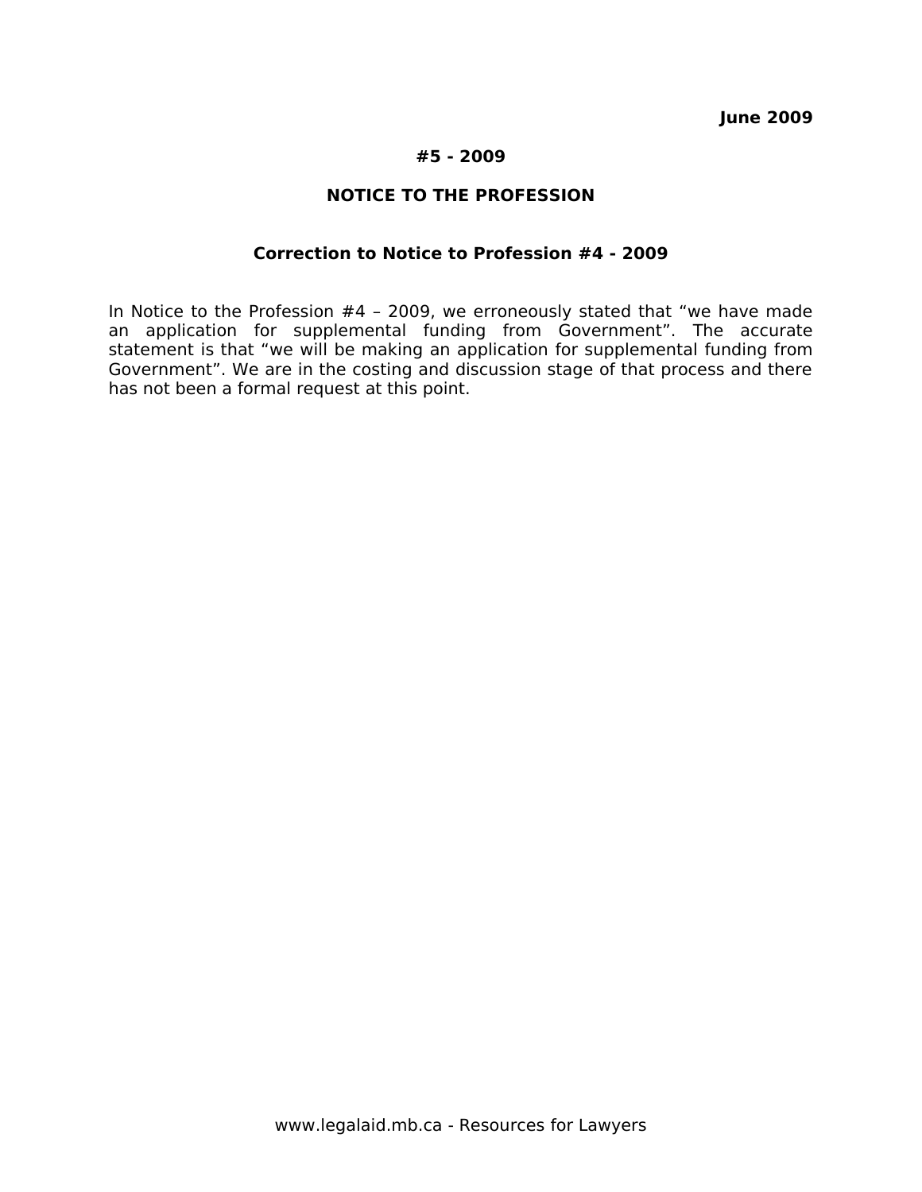**June 2009**

**#5 - 2009**

# NOTICE TO THE PROFESSION

## Correction to Notice to Profession #4 - 2009

In Notice to the Profession #4 – 2009, we erroneously stated that "we have made an application for supplemental funding from Government". The accurate statement is that "we will be making an application for supplemental funding from Government". We are in the costing and discussion stage of that process and there has not been a formal request at this point.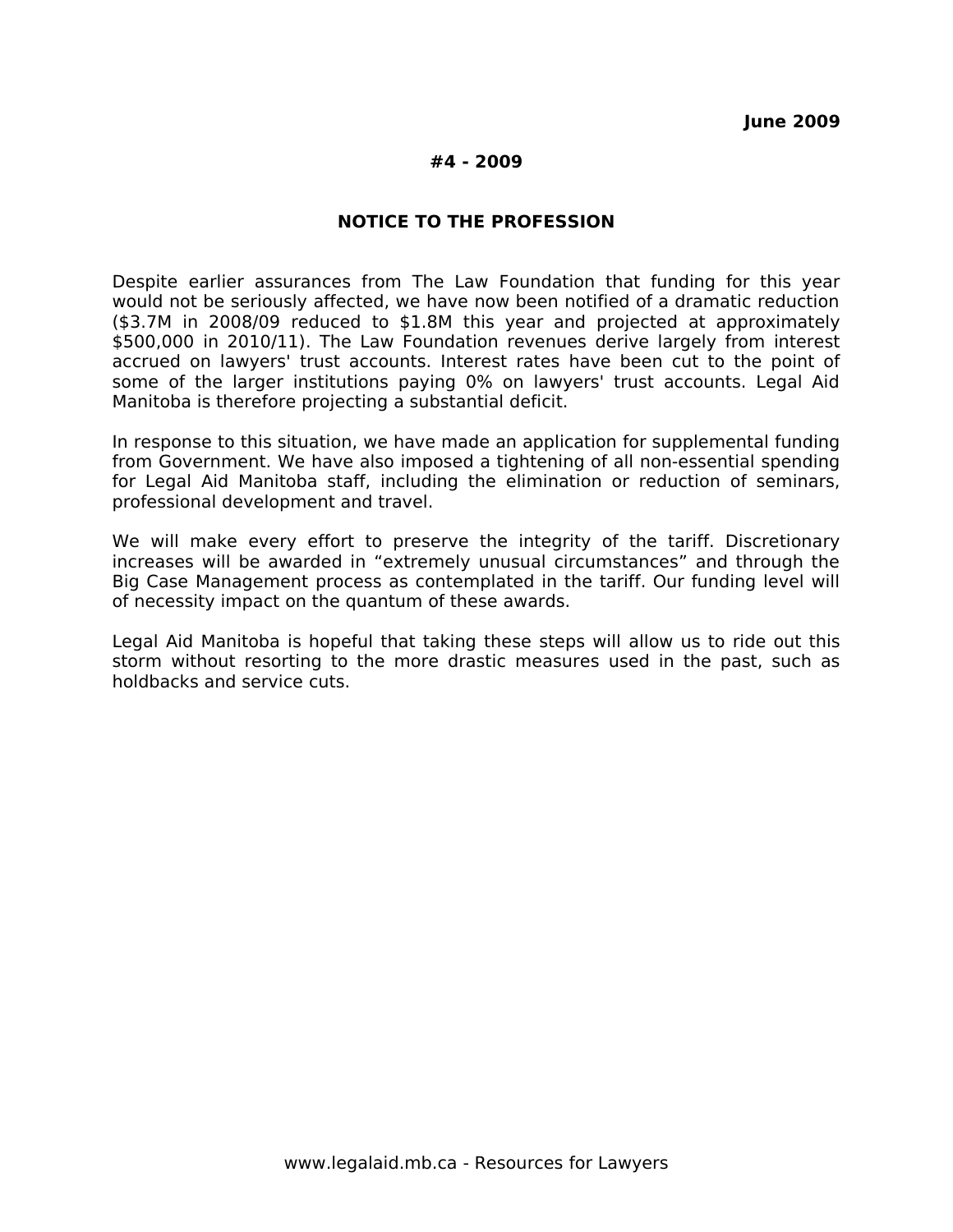**June 2009**

**#4 - 2009**

## NOTICE TO THE PROFESSION

Despite earlier assurances from The Law Foundation that funding for this year would not be seriously affected, we have now been notified of a dramatic reduction ($3.7M in 2008/09 reduced to $1.8M this year and projected at approximately $500,000 in 2010/11). The Law Foundation revenues derive largely from interest accrued on lawyers' trust accounts. Interest rates have been cut to the point of some of the larger institutions paying 0% on lawyers' trust accounts. Legal Aid Manitoba is therefore projecting a substantial deficit.

In response to this situation, we have made an application for supplemental funding from Government. We have also imposed a tightening of all non-essential spending for Legal Aid Manitoba staff, including the elimination or reduction of seminars, professional development and travel.

We will make every effort to preserve the integrity of the tariff. Discretionary increases will be awarded in "extremely unusual circumstances" and through the Big Case Management process as contemplated in the tariff. Our funding level will of necessity impact on the quantum of these awards.

Legal Aid Manitoba is hopeful that taking these steps will allow us to ride out this storm without resorting to the more drastic measures used in the past, such as holdbacks and service cuts.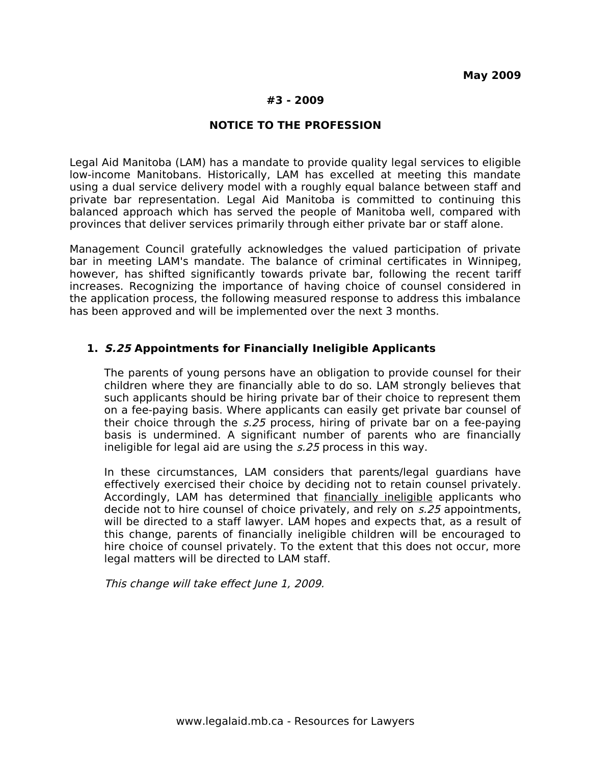**May 2009**

**#3 - 2009**

**NOTICE TO THE PROFESSION**

Legal Aid Manitoba (LAM) has a mandate to provide quality legal services to eligible low-income Manitobans. Historically, LAM has excelled at meeting this mandate using a dual service delivery model with a roughly equal balance between staff and private bar representation. Legal Aid Manitoba is committed to continuing this balanced approach which has served the people of Manitoba well, compared with provinces that deliver services primarily through either private bar or staff alone.

Management Council gratefully acknowledges the valued participation of private bar in meeting LAM's mandate. The balance of criminal certificates in Winnipeg, however, has shifted significantly towards private bar, following the recent tariff increases. Recognizing the importance of having choice of counsel considered in the application process, the following measured response to address this imbalance has been approved and will be implemented over the next 3 months.

### 1. ***S.25*** Appointments for Financially Ineligible Applicants

The parents of young persons have an obligation to provide counsel for their children where they are financially able to do so. LAM strongly believes that such applicants should be hiring private bar of their choice to represent them on a fee-paying basis. Where applicants can easily get private bar counsel of their choice through the *s.25* process, hiring of private bar on a fee-paying basis is undermined. A significant number of parents who are financially ineligible for legal aid are using the *s.25* process in this way.

In these circumstances, LAM considers that parents/legal guardians have effectively exercised their choice by deciding not to retain counsel privately. Accordingly, LAM has determined that <u>financially ineligible</u> applicants who decide not to hire counsel of choice privately, and rely on *s.25* appointments, will be directed to a staff lawyer. LAM hopes and expects that, as a result of this change, parents of financially ineligible children will be encouraged to hire choice of counsel privately. To the extent that this does not occur, more legal matters will be directed to LAM staff.

*This change will take effect June 1, 2009.*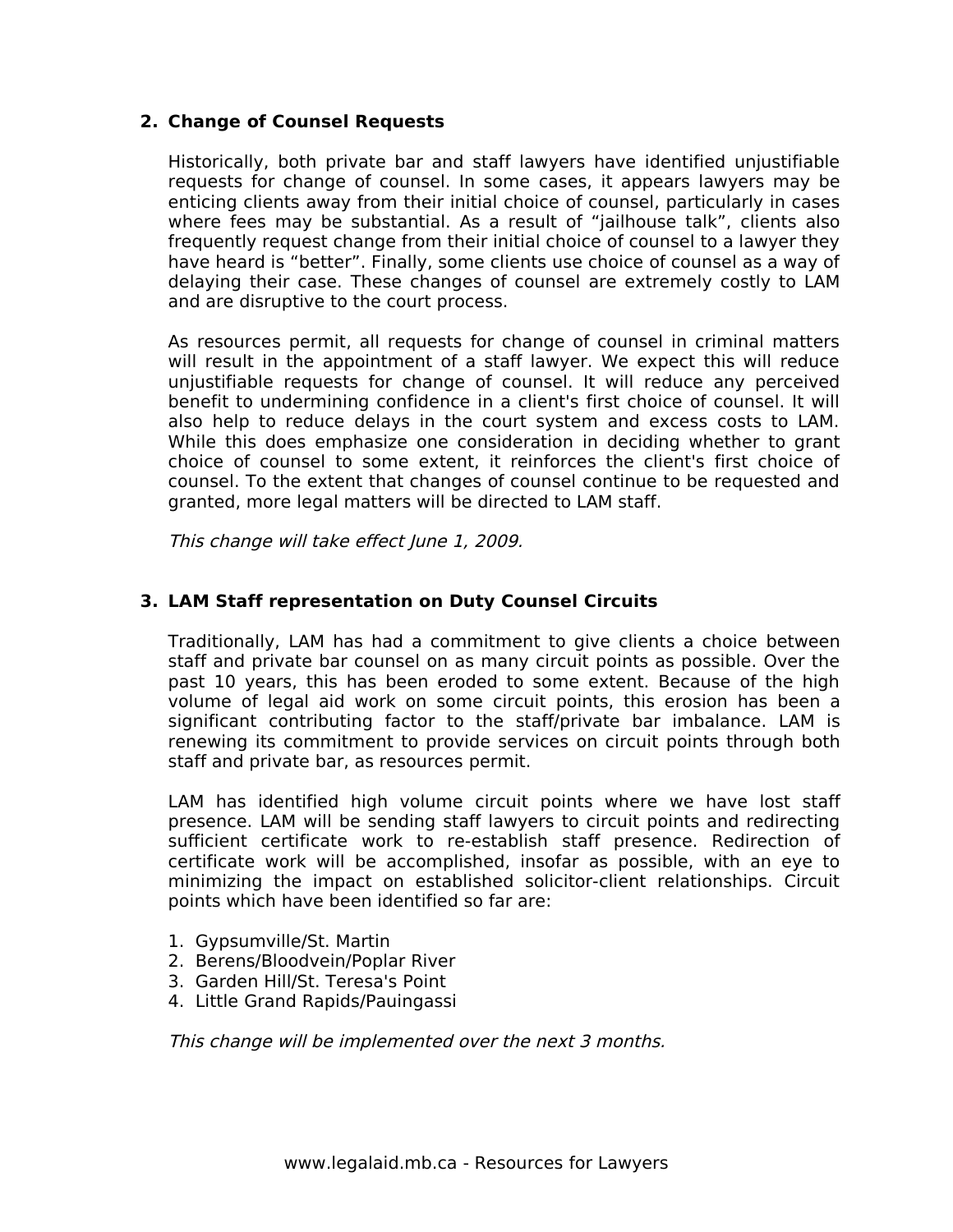## 2. Change of Counsel Requests

Historically, both private bar and staff lawyers have identified unjustifiable requests for change of counsel. In some cases, it appears lawyers may be enticing clients away from their initial choice of counsel, particularly in cases where fees may be substantial. As a result of “jailhouse talk”, clients also frequently request change from their initial choice of counsel to a lawyer they have heard is “better”. Finally, some clients use choice of counsel as a way of delaying their case. These changes of counsel are extremely costly to LAM and are disruptive to the court process.

As resources permit, all requests for change of counsel in criminal matters will result in the appointment of a staff lawyer. We expect this will reduce unjustifiable requests for change of counsel. It will reduce any perceived benefit to undermining confidence in a client's first choice of counsel. It will also help to reduce delays in the court system and excess costs to LAM. While this does emphasize one consideration in deciding whether to grant choice of counsel to some extent, it reinforces the client's first choice of counsel. To the extent that changes of counsel continue to be requested and granted, more legal matters will be directed to LAM staff.

*This change will take effect June 1, 2009.*

## 3. LAM Staff representation on Duty Counsel Circuits

Traditionally, LAM has had a commitment to give clients a choice between staff and private bar counsel on as many circuit points as possible. Over the past 10 years, this has been eroded to some extent. Because of the high volume of legal aid work on some circuit points, this erosion has been a significant contributing factor to the staff/private bar imbalance. LAM is renewing its commitment to provide services on circuit points through both staff and private bar, as resources permit.

LAM has identified high volume circuit points where we have lost staff presence. LAM will be sending staff lawyers to circuit points and redirecting sufficient certificate work to re-establish staff presence. Redirection of certificate work will be accomplished, insofar as possible, with an eye to minimizing the impact on established solicitor-client relationships. Circuit points which have been identified so far are:

1. Gypsumville/St. Martin
2. Berens/Bloodvein/Poplar River
3. Garden Hill/St. Teresa's Point
4. Little Grand Rapids/Pauingassi

*This change will be implemented over the next 3 months.*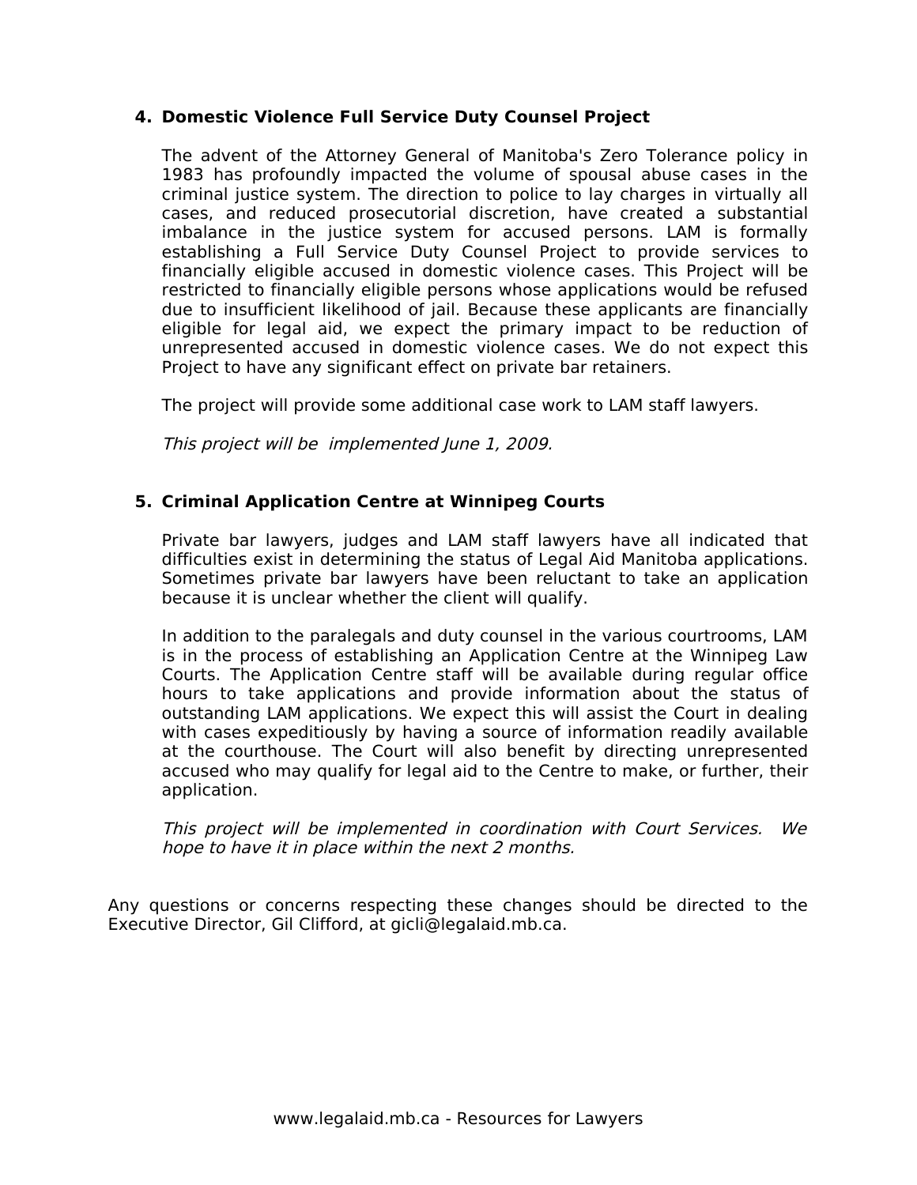4. **Domestic Violence Full Service Duty Counsel Project**

   The advent of the Attorney General of Manitoba's Zero Tolerance policy in 1983 has profoundly impacted the volume of spousal abuse cases in the criminal justice system. The direction to police to lay charges in virtually all cases, and reduced prosecutorial discretion, have created a substantial imbalance in the justice system for accused persons. LAM is formally establishing a Full Service Duty Counsel Project to provide services to financially eligible accused in domestic violence cases. This Project will be restricted to financially eligible persons whose applications would be refused due to insufficient likelihood of jail. Because these applicants are financially eligible for legal aid, we expect the primary impact to be reduction of unrepresented accused in domestic violence cases. We do not expect this Project to have any significant effect on private bar retainers.

   The project will provide some additional case work to LAM staff lawyers.

   *This project will be implemented June 1, 2009.*

5. **Criminal Application Centre at Winnipeg Courts**

   Private bar lawyers, judges and LAM staff lawyers have all indicated that difficulties exist in determining the status of Legal Aid Manitoba applications. Sometimes private bar lawyers have been reluctant to take an application because it is unclear whether the client will qualify.

   In addition to the paralegals and duty counsel in the various courtrooms, LAM is in the process of establishing an Application Centre at the Winnipeg Law Courts. The Application Centre staff will be available during regular office hours to take applications and provide information about the status of outstanding LAM applications. We expect this will assist the Court in dealing with cases expeditiously by having a source of information readily available at the courthouse. The Court will also benefit by directing unrepresented accused who may qualify for legal aid to the Centre to make, or further, their application.

   *This project will be implemented in coordination with Court Services. We hope to have it in place within the next 2 months.*

Any questions or concerns respecting these changes should be directed to the Executive Director, Gil Clifford, at gicli@legalaid.mb.ca.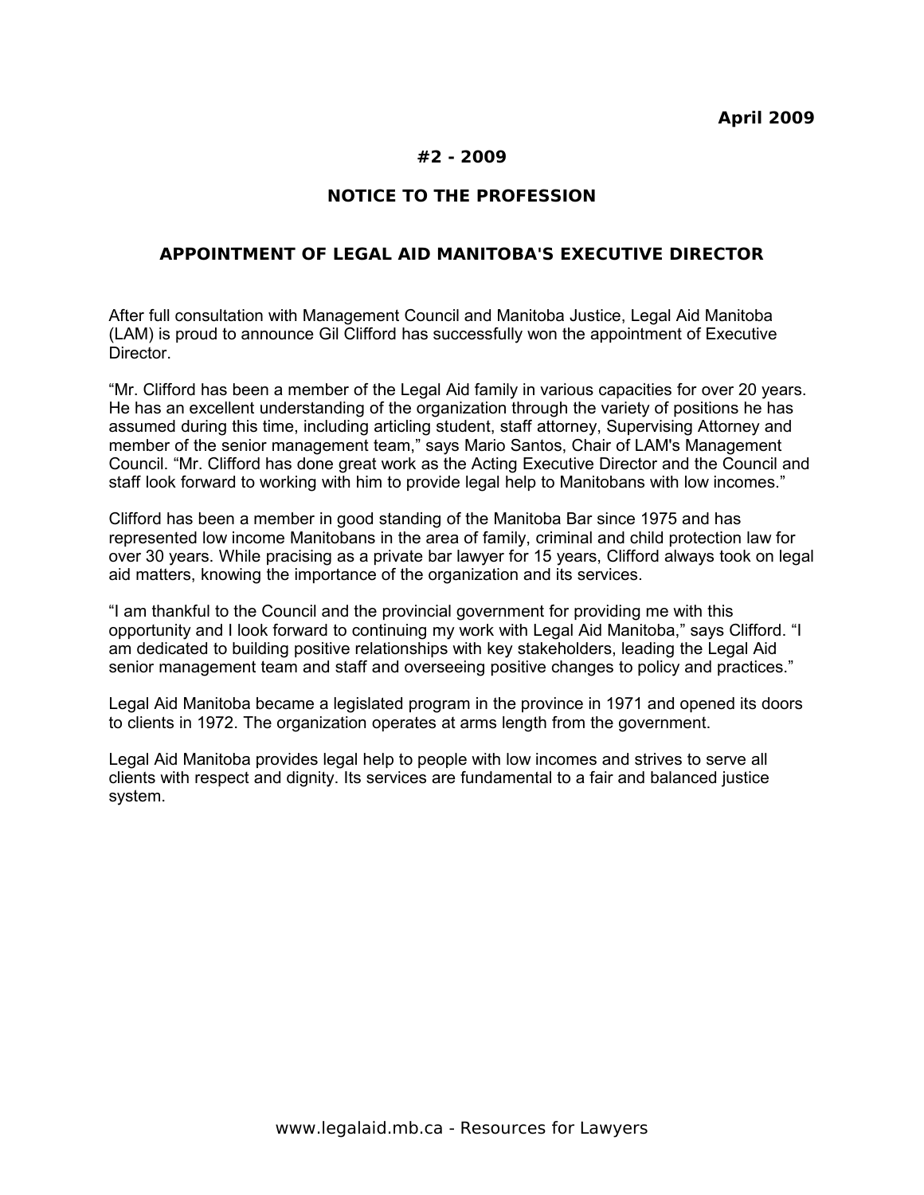**April 2009**

**#2 - 2009**

## NOTICE TO THE PROFESSION

## APPOINTMENT OF LEGAL AID MANITOBA'S EXECUTIVE DIRECTOR

After full consultation with Management Council and Manitoba Justice, Legal Aid Manitoba (LAM) is proud to announce Gil Clifford has successfully won the appointment of Executive Director.

"Mr. Clifford has been a member of the Legal Aid family in various capacities for over 20 years. He has an excellent understanding of the organization through the variety of positions he has assumed during this time, including articling student, staff attorney, Supervising Attorney and member of the senior management team," says Mario Santos, Chair of LAM's Management Council. "Mr. Clifford has done great work as the Acting Executive Director and the Council and staff look forward to working with him to provide legal help to Manitobans with low incomes."

Clifford has been a member in good standing of the Manitoba Bar since 1975 and has represented low income Manitobans in the area of family, criminal and child protection law for over 30 years. While pracising as a private bar lawyer for 15 years, Clifford always took on legal aid matters, knowing the importance of the organization and its services.

"I am thankful to the Council and the provincial government for providing me with this opportunity and I look forward to continuing my work with Legal Aid Manitoba," says Clifford. "I am dedicated to building positive relationships with key stakeholders, leading the Legal Aid senior management team and staff and overseeing positive changes to policy and practices."

Legal Aid Manitoba became a legislated program in the province in 1971 and opened its doors to clients in 1972. The organization operates at arms length from the government.

Legal Aid Manitoba provides legal help to people with low incomes and strives to serve all clients with respect and dignity. Its services are fundamental to a fair and balanced justice system.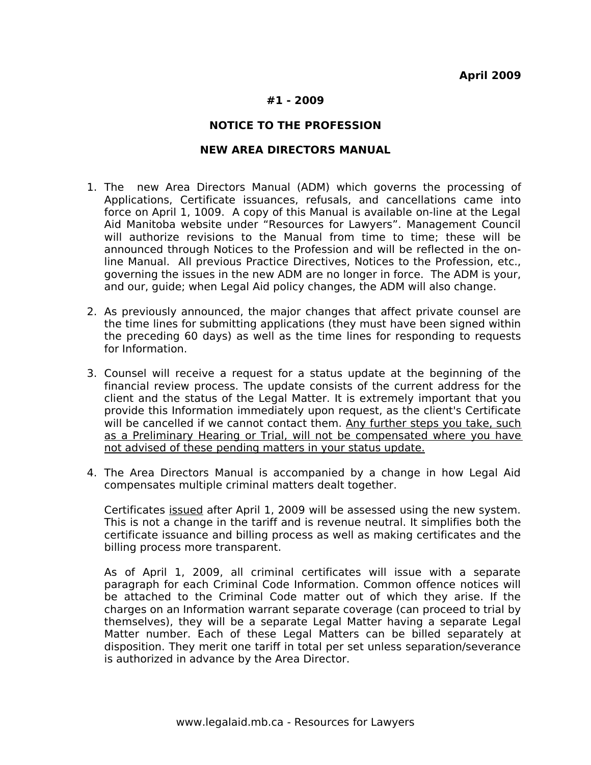**April 2009**

**#1 - 2009**

**NOTICE TO THE PROFESSION**

**NEW AREA DIRECTORS MANUAL**

1. The new Area Directors Manual (ADM) which governs the processing of Applications, Certificate issuances, refusals, and cancellations came into force on April 1, 1009. A copy of this Manual is available on-line at the Legal Aid Manitoba website under "Resources for Lawyers". Management Council will authorize revisions to the Manual from time to time; these will be announced through Notices to the Profession and will be reflected in the on-line Manual. All previous Practice Directives, Notices to the Profession, etc., governing the issues in the new ADM are no longer in force. The ADM is your, and our, guide; when Legal Aid policy changes, the ADM will also change.

2. As previously announced, the major changes that affect private counsel are the time lines for submitting applications (they must have been signed within the preceding 60 days) as well as the time lines for responding to requests for Information.

3. Counsel will receive a request for a status update at the beginning of the financial review process. The update consists of the current address for the client and the status of the Legal Matter. It is extremely important that you provide this Information immediately upon request, as the client's Certificate will be cancelled if we cannot contact them. <u>Any further steps you take, such as a Preliminary Hearing or Trial, will not be compensated where you have not advised of these pending matters in your status update.</u>

4. The Area Directors Manual is accompanied by a change in how Legal Aid compensates multiple criminal matters dealt together.

   Certificates <u>issued</u> after April 1, 2009 will be assessed using the new system. This is not a change in the tariff and is revenue neutral. It simplifies both the certificate issuance and billing process as well as making certificates and the billing process more transparent.

   As of April 1, 2009, all criminal certificates will issue with a separate paragraph for each Criminal Code Information. Common offence notices will be attached to the Criminal Code matter out of which they arise. If the charges on an Information warrant separate coverage (can proceed to trial by themselves), they will be a separate Legal Matter having a separate Legal Matter number. Each of these Legal Matters can be billed separately at disposition. They merit one tariff in total per set unless separation/severance is authorized in advance by the Area Director.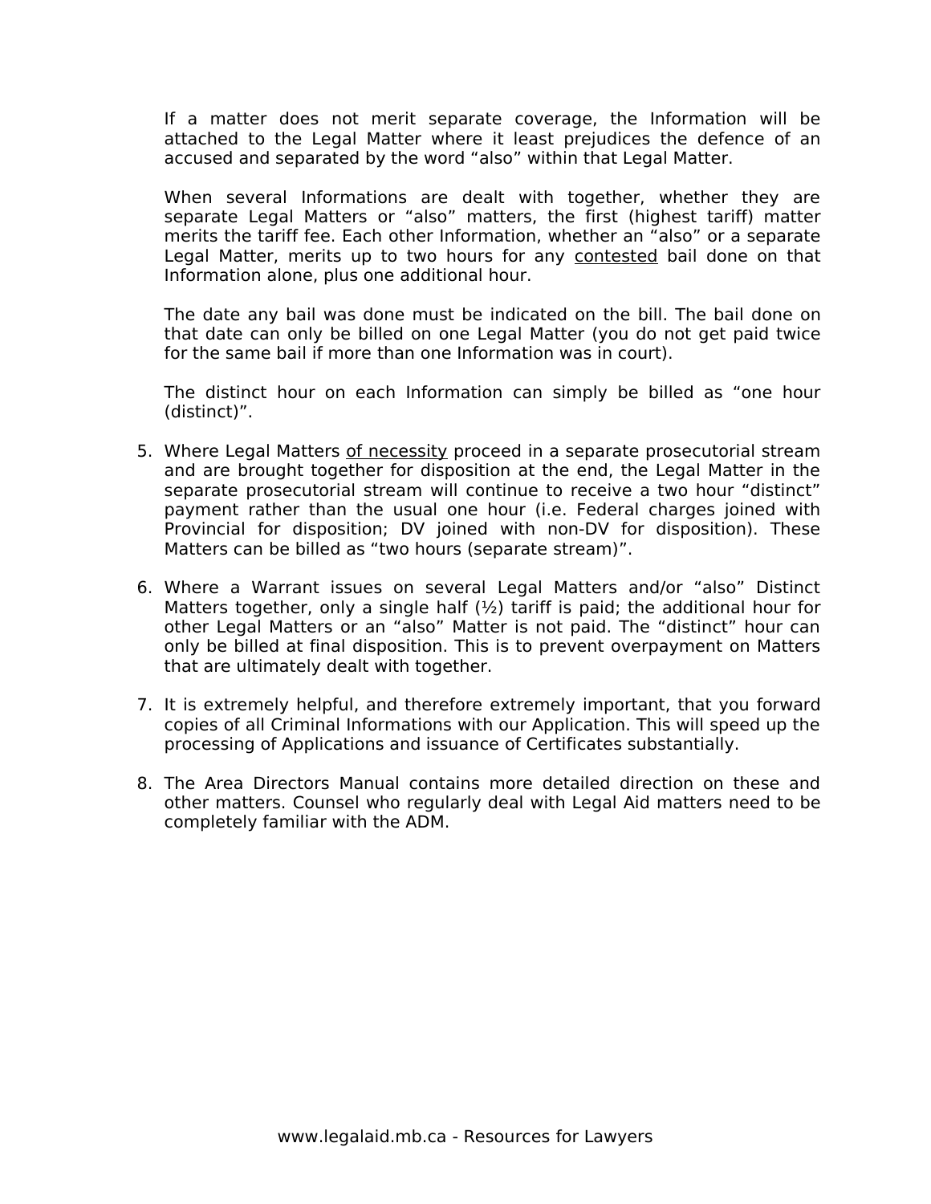If a matter does not merit separate coverage, the Information will be attached to the Legal Matter where it least prejudices the defence of an accused and separated by the word “also” within that Legal Matter.

When several Informations are dealt with together, whether they are separate Legal Matters or “also” matters, the first (highest tariff) matter merits the tariff fee. Each other Information, whether an “also” or a separate Legal Matter, merits up to two hours for any <u>contested</u> bail done on that Information alone, plus one additional hour.

The date any bail was done must be indicated on the bill. The bail done on that date can only be billed on one Legal Matter (you do not get paid twice for the same bail if more than one Information was in court).

The distinct hour on each Information can simply be billed as “one hour (distinct)”.

5. Where Legal Matters <u>of necessity</u> proceed in a separate prosecutorial stream and are brought together for disposition at the end, the Legal Matter in the separate prosecutorial stream will continue to receive a two hour “distinct” payment rather than the usual one hour (i.e. Federal charges joined with Provincial for disposition; DV joined with non-DV for disposition). These Matters can be billed as “two hours (separate stream)”.

6. Where a Warrant issues on several Legal Matters and/or “also” Distinct Matters together, only a single half (½) tariff is paid; the additional hour for other Legal Matters or an “also” Matter is not paid. The “distinct” hour can only be billed at final disposition. This is to prevent overpayment on Matters that are ultimately dealt with together.

7. It is extremely helpful, and therefore extremely important, that you forward copies of all Criminal Informations with our Application. This will speed up the processing of Applications and issuance of Certificates substantially.

8. The Area Directors Manual contains more detailed direction on these and other matters. Counsel who regularly deal with Legal Aid matters need to be completely familiar with the ADM.